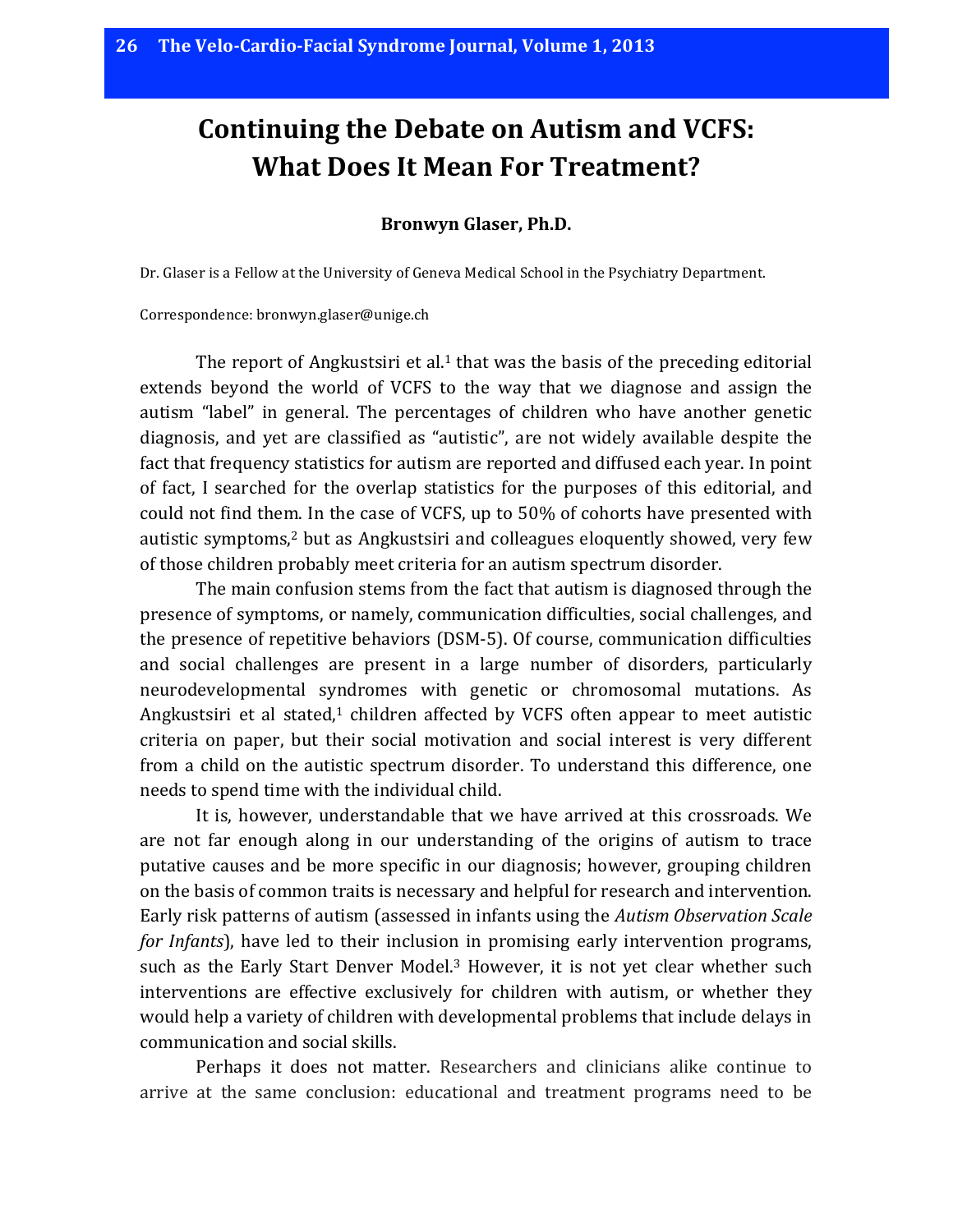# Continuing the Debate on Autism and VCFS: What Does It Mean For Treatment?

**Bronwyn Glaser, Ph.D.**

Dr. Glaser is a Fellow at the University of Geneva Medical School in the Psychiatry Department.

Correspondence: bronwyn.glaser@unige.ch

The report of Angkustsiri et al.[1] that was the basis of the preceding editorial extends beyond the world of VCFS to the way that we diagnose and assign the autism "label" in general. The percentages of children who have another genetic diagnosis, and yet are classified as "autistic", are not widely available despite the fact that frequency statistics for autism are reported and diffused each year. In point of fact, I searched for the overlap statistics for the purposes of this editorial, and could not find them. In the case of VCFS, up to 50% of cohorts have presented with autistic symptoms,[2] but as Angkustsiri and colleagues eloquently showed, very few of those children probably meet criteria for an autism spectrum disorder.

The main confusion stems from the fact that autism is diagnosed through the presence of symptoms, or namely, communication difficulties, social challenges, and the presence of repetitive behaviors (DSM-5). Of course, communication difficulties and social challenges are present in a large number of disorders, particularly neurodevelopmental syndromes with genetic or chromosomal mutations. As Angkustsiri et al stated,[1] children affected by VCFS often appear to meet autistic criteria on paper, but their social motivation and social interest is very different from a child on the autistic spectrum disorder. To understand this difference, one needs to spend time with the individual child.

It is, however, understandable that we have arrived at this crossroads. We are not far enough along in our understanding of the origins of autism to trace putative causes and be more specific in our diagnosis; however, grouping children on the basis of common traits is necessary and helpful for research and intervention. Early risk patterns of autism (assessed in infants using the *Autism Observation Scale for Infants*), have led to their inclusion in promising early intervention programs, such as the Early Start Denver Model.[3] However, it is not yet clear whether such interventions are effective exclusively for children with autism, or whether they would help a variety of children with developmental problems that include delays in communication and social skills.

Perhaps it does not matter. Researchers and clinicians alike continue to arrive at the same conclusion: educational and treatment programs need to be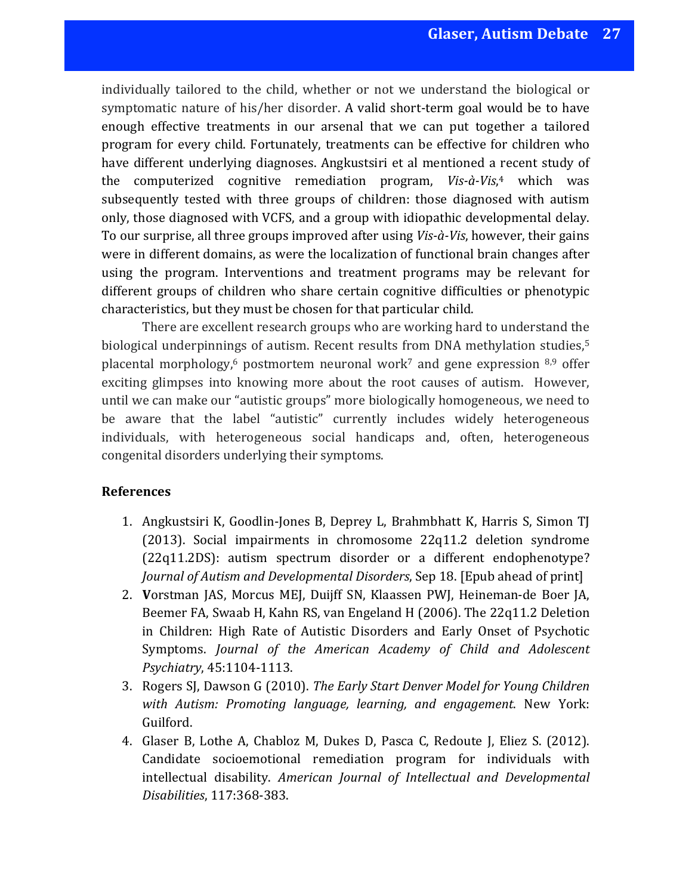individually tailored to the child, whether or not we understand the biological or symptomatic nature of his/her disorder. A valid short-term goal would be to have enough effective treatments in our arsenal that we can put together a tailored program for every child. Fortunately, treatments can be effective for children who have different underlying diagnoses. Angkustsiri et al mentioned a recent study of the computerized cognitive remediation program, *Vis-à-Vis*,[4] which was subsequently tested with three groups of children: those diagnosed with autism only, those diagnosed with VCFS, and a group with idiopathic developmental delay. To our surprise, all three groups improved after using *Vis-à-Vis*, however, their gains were in different domains, as were the localization of functional brain changes after using the program. Interventions and treatment programs may be relevant for different groups of children who share certain cognitive difficulties or phenotypic characteristics, but they must be chosen for that particular child.

There are excellent research groups who are working hard to understand the biological underpinnings of autism. Recent results from DNA methylation studies,[5] placental morphology,[6] postmortem neuronal work[7] and gene expression [8,9] offer exciting glimpses into knowing more about the root causes of autism. However, until we can make our "autistic groups" more biologically homogeneous, we need to be aware that the label "autistic" currently includes widely heterogeneous individuals, with heterogeneous social handicaps and, often, heterogeneous congenital disorders underlying their symptoms.

### References

1. Angkustsiri K, Goodlin-Jones B, Deprey L, Brahmbhatt K, Harris S, Simon TJ (2013). Social impairments in chromosome 22q11.2 deletion syndrome (22q11.2DS): autism spectrum disorder or a different endophenotype? *Journal of Autism and Developmental Disorders*, Sep 18. [Epub ahead of print]
2. **V**orstman JAS, Morcus MEJ, Duijff SN, Klaassen PWJ, Heineman-de Boer JA, Beemer FA, Swaab H, Kahn RS, van Engeland H (2006). The 22q11.2 Deletion in Children: High Rate of Autistic Disorders and Early Onset of Psychotic Symptoms. *Journal of the American Academy of Child and Adolescent Psychiatry*, 45:1104-1113.
3. Rogers SJ, Dawson G (2010). *The Early Start Denver Model for Young Children with Autism: Promoting language, learning, and engagement*. New York: Guilford.
4. Glaser B, Lothe A, Chabloz M, Dukes D, Pasca C, Redoute J, Eliez S. (2012). Candidate socioemotional remediation program for individuals with intellectual disability. *American Journal of Intellectual and Developmental Disabilities*, 117:368-383.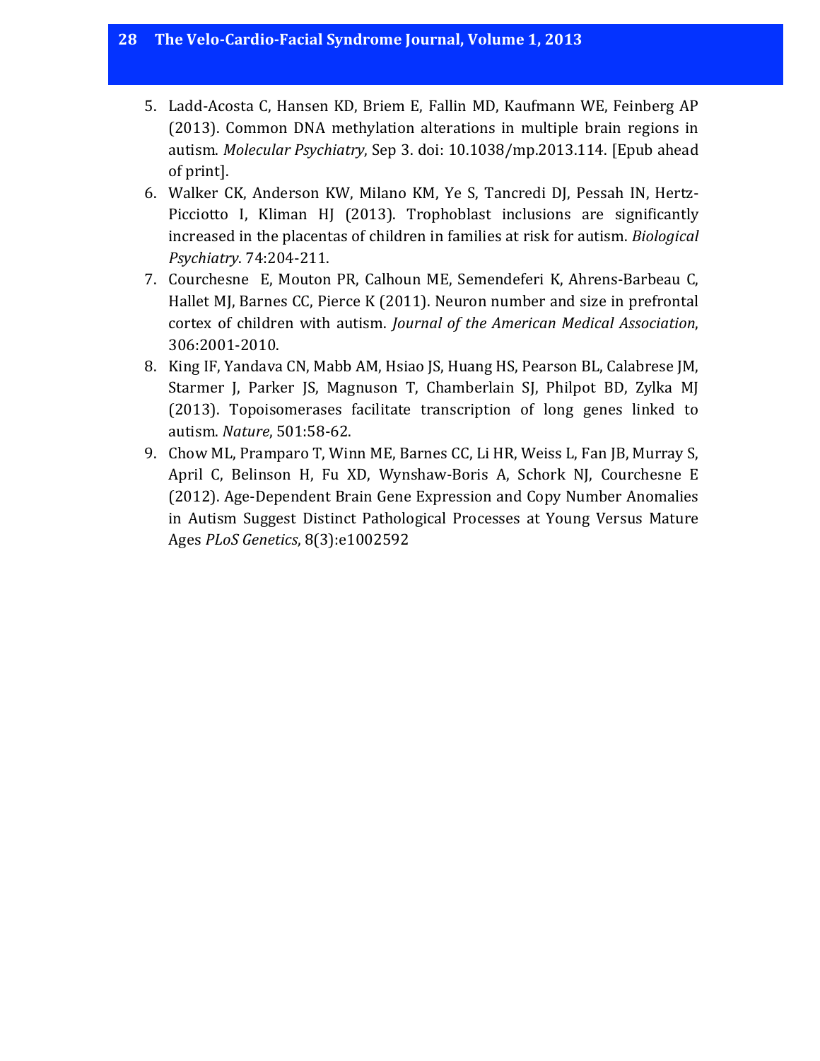5. Ladd-Acosta C, Hansen KD, Briem E, Fallin MD, Kaufmann WE, Feinberg AP (2013). Common DNA methylation alterations in multiple brain regions in autism. *Molecular Psychiatry*, Sep 3. doi: 10.1038/mp.2013.114. [Epub ahead of print].
6. Walker CK, Anderson KW, Milano KM, Ye S, Tancredi DJ, Pessah IN, Hertz-Picciotto I, Kliman HJ (2013). Trophoblast inclusions are significantly increased in the placentas of children in families at risk for autism. *Biological Psychiatry*. 74:204-211.
7. Courchesne E, Mouton PR, Calhoun ME, Semendeferi K, Ahrens-Barbeau C, Hallet MJ, Barnes CC, Pierce K (2011). Neuron number and size in prefrontal cortex of children with autism. *Journal of the American Medical Association*, 306:2001-2010.
8. King IF, Yandava CN, Mabb AM, Hsiao JS, Huang HS, Pearson BL, Calabrese JM, Starmer J, Parker JS, Magnuson T, Chamberlain SJ, Philpot BD, Zylka MJ (2013). Topoisomerases facilitate transcription of long genes linked to autism. *Nature*, 501:58-62.
9. Chow ML, Pramparo T, Winn ME, Barnes CC, Li HR, Weiss L, Fan JB, Murray S, April C, Belinson H, Fu XD, Wynshaw-Boris A, Schork NJ, Courchesne E (2012). Age-Dependent Brain Gene Expression and Copy Number Anomalies in Autism Suggest Distinct Pathological Processes at Young Versus Mature Ages *PLoS Genetics*, 8(3):e1002592